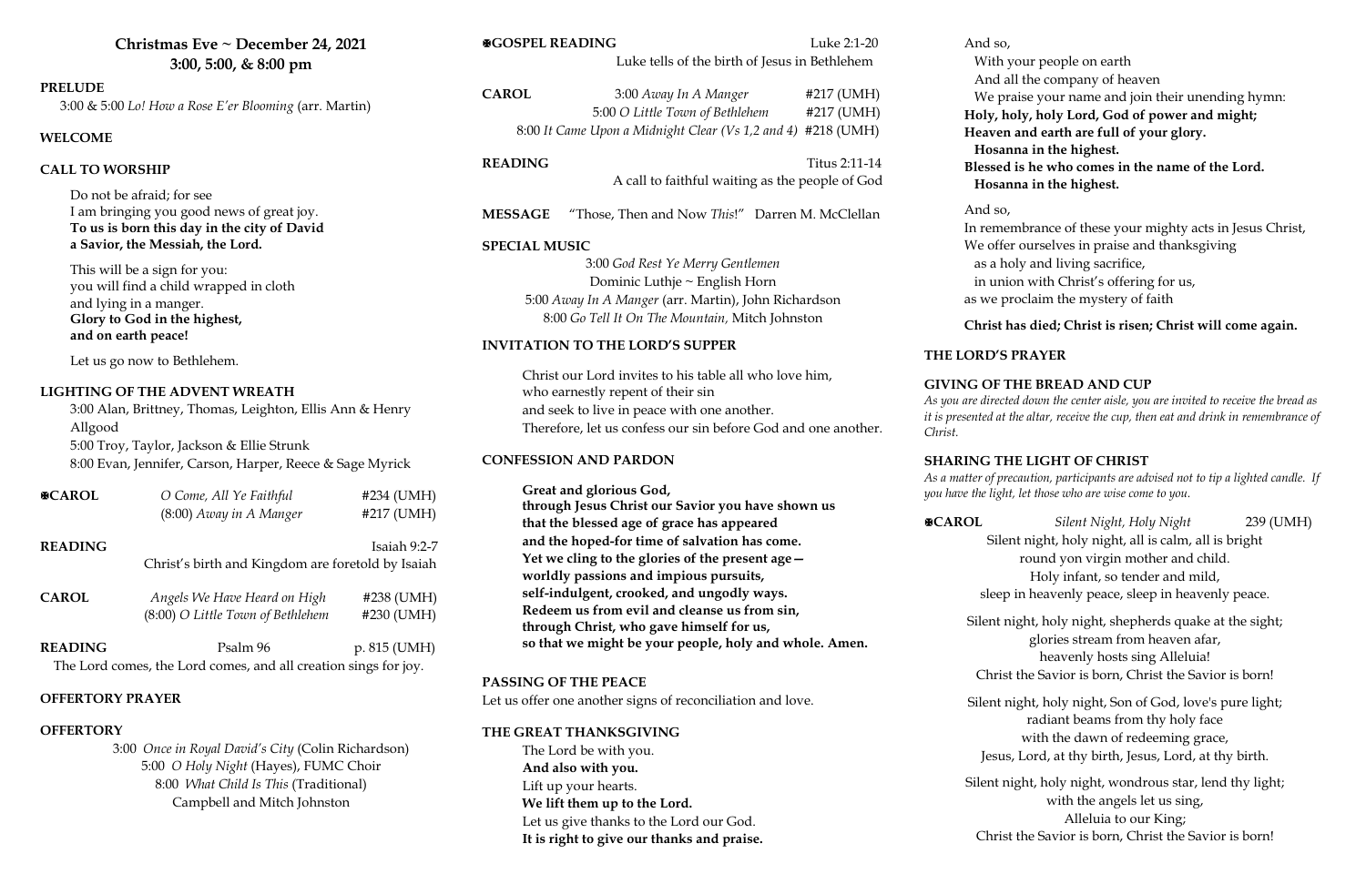# Christmas Eve ~ December 24, 2021
## 3:00, 5:00, & 8:00 pm

**PRELUDE**

3:00 & 5:00 *Lo! How a Rose E'er Blooming* (arr. Martin)

**WELCOME**

**CALL TO WORSHIP**

Do not be afraid; for see
I am bringing you good news of great joy.
**To us is born this day in the city of David**
**a Savior, the Messiah, the Lord.**

This will be a sign for you:
you will find a child wrapped in cloth
and lying in a manger.
**Glory to God in the highest,**
**and on earth peace!**

Let us go now to Bethlehem.

**LIGHTING OF THE ADVENT WREATH**

3:00 Alan, Brittney, Thomas, Leighton, Ellis Ann & Henry Allgood
5:00 Troy, Taylor, Jackson & Ellie Strunk
8:00 Evan, Jennifer, Carson, Harper, Reece & Sage Myrick

**❋CAROL** *O Come, All Ye Faithful* #234 (UMH)
(8:00) *Away in A Manger* #217 (UMH)

**READING** Isaiah 9:2-7
Christ's birth and Kingdom are foretold by Isaiah

**CAROL** *Angels We Have Heard on High* #238 (UMH)
(8:00) *O Little Town of Bethlehem* #230 (UMH)

**READING** Psalm 96 p. 815 (UMH)
The Lord comes, the Lord comes, and all creation sings for joy.

**OFFERTORY PRAYER**

**OFFERTORY**

3:00 *Once in Royal David's City* (Colin Richardson)
5:00 *O Holy Night* (Hayes), FUMC Choir
8:00 *What Child Is This* (Traditional)
Campbell and Mitch Johnston

**❋GOSPEL READING** Luke 2:1-20
Luke tells of the birth of Jesus in Bethlehem

**CAROL** 3:00 *Away In A Manger* #217 (UMH)
5:00 *O Little Town of Bethlehem* #217 (UMH)
8:00 *It Came Upon a Midnight Clear (Vs 1,2 and 4)* #218 (UMH)

**READING** Titus 2:11-14
A call to faithful waiting as the people of God

**MESSAGE** "Those, Then and Now *This*!" Darren M. McClellan

**SPECIAL MUSIC**

3:00 *God Rest Ye Merry Gentlemen*
Dominic Luthje ~ English Horn
5:00 *Away In A Manger* (arr. Martin), John Richardson
8:00 *Go Tell It On The Mountain,* Mitch Johnston

**INVITATION TO THE LORD'S SUPPER**

Christ our Lord invites to his table all who love him,
who earnestly repent of their sin
and seek to live in peace with one another.
Therefore, let us confess our sin before God and one another.

**CONFESSION AND PARDON**

**Great and glorious God,**
**through Jesus Christ our Savior you have shown us**
**that the blessed age of grace has appeared**
**and the hoped-for time of salvation has come.**
**Yet we cling to the glories of the present age—**
**worldly passions and impious pursuits,**
**self-indulgent, crooked, and ungodly ways.**
**Redeem us from evil and cleanse us from sin,**
**through Christ, who gave himself for us,**
**so that we might be your people, holy and whole. Amen.**

**PASSING OF THE PEACE**

Let us offer one another signs of reconciliation and love.

**THE GREAT THANKSGIVING**

The Lord be with you.
**And also with you.**
Lift up your hearts.
**We lift them up to the Lord.**
Let us give thanks to the Lord our God.
**It is right to give our thanks and praise.**

And so,
With your people on earth
And all the company of heaven
We praise your name and join their unending hymn:
**Holy, holy, holy Lord, God of power and might;**
**Heaven and earth are full of your glory.**
**Hosanna in the highest.**
**Blessed is he who comes in the name of the Lord.**
**Hosanna in the highest.**

And so,
In remembrance of these your mighty acts in Jesus Christ,
We offer ourselves in praise and thanksgiving
as a holy and living sacrifice,
in union with Christ's offering for us,
as we proclaim the mystery of faith

**Christ has died; Christ is risen; Christ will come again.**

**THE LORD'S PRAYER**

**GIVING OF THE BREAD AND CUP**

*As you are directed down the center aisle, you are invited to receive the bread as it is presented at the altar, receive the cup, then eat and drink in remembrance of Christ.*

**SHARING THE LIGHT OF CHRIST**

*As a matter of precaution, participants are advised not to tip a lighted candle. If you have the light, let those who are wise come to you.*

**❋CAROL** *Silent Night, Holy Night* 239 (UMH)

Silent night, holy night, all is calm, all is bright
round yon virgin mother and child.
Holy infant, so tender and mild,
sleep in heavenly peace, sleep in heavenly peace.

Silent night, holy night, shepherds quake at the sight;
glories stream from heaven afar,
heavenly hosts sing Alleluia!
Christ the Savior is born, Christ the Savior is born!

Silent night, holy night, Son of God, love's pure light;
radiant beams from thy holy face
with the dawn of redeeming grace,
Jesus, Lord, at thy birth, Jesus, Lord, at thy birth.

Silent night, holy night, wondrous star, lend thy light;
with the angels let us sing,
Alleluia to our King;
Christ the Savior is born, Christ the Savior is born!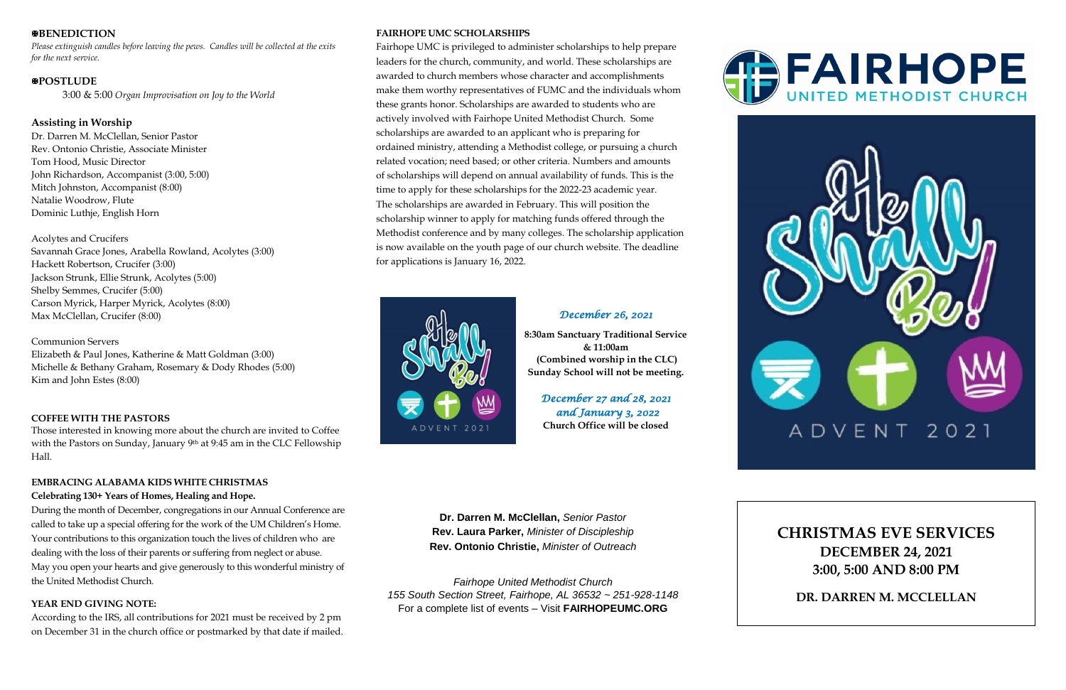## ❋BENEDICTION

*Please extinguish candles before leaving the pews. Candles will be collected at the exits for the next service.*

## ❋POSTLUDE

3:00 & 5:00 *Organ Improvisation on Joy to the World*

### Assisting in Worship

Dr. Darren M. McClellan, Senior Pastor
Rev. Ontonio Christie, Associate Minister
Tom Hood, Music Director
John Richardson, Accompanist (3:00, 5:00)
Mitch Johnston, Accompanist (8:00)
Natalie Woodrow, Flute
Dominic Luthje, English Horn

Acolytes and Crucifers
Savannah Grace Jones, Arabella Rowland, Acolytes (3:00)
Hackett Robertson, Crucifer (3:00)
Jackson Strunk, Ellie Strunk, Acolytes (5:00)
Shelby Semmes, Crucifer (5:00)
Carson Myrick, Harper Myrick, Acolytes (8:00)
Max McClellan, Crucifer (8:00)

Communion Servers
Elizabeth & Paul Jones, Katherine & Matt Goldman (3:00)
Michelle & Bethany Graham, Rosemary & Dody Rhodes (5:00)
Kim and John Estes (8:00)

### COFFEE WITH THE PASTORS

Those interested in knowing more about the church are invited to Coffee with the Pastors on Sunday, January 9th at 9:45 am in the CLC Fellowship Hall.

### EMBRACING ALABAMA KIDS WHITE CHRISTMAS

**Celebrating 130+ Years of Homes, Healing and Hope.**

During the month of December, congregations in our Annual Conference are called to take up a special offering for the work of the UM Children's Home. Your contributions to this organization touch the lives of children who are dealing with the loss of their parents or suffering from neglect or abuse. May you open your hearts and give generously to this wonderful ministry of the United Methodist Church.

### YEAR END GIVING NOTE:

According to the IRS, all contributions for 2021 must be received by 2 pm on December 31 in the church office or postmarked by that date if mailed.

### FAIRHOPE UMC SCHOLARSHIPS

Fairhope UMC is privileged to administer scholarships to help prepare leaders for the church, community, and world. These scholarships are awarded to church members whose character and accomplishments make them worthy representatives of FUMC and the individuals whom these grants honor. Scholarships are awarded to students who are actively involved with Fairhope United Methodist Church. Some scholarships are awarded to an applicant who is preparing for ordained ministry, attending a Methodist college, or pursuing a church related vocation; need based; or other criteria. Numbers and amounts of scholarships will depend on annual availability of funds. This is the time to apply for these scholarships for the 2022-23 academic year. The scholarships are awarded in February. This will position the scholarship winner to apply for matching funds offered through the Methodist conference and by many colleges. The scholarship application is now available on the youth page of our church website. The deadline for applications is January 16, 2022.

*December 26, 2021*

**8:30am Sanctuary Traditional Service & 11:00am (Combined worship in the CLC) Sunday School will not be meeting.**

*December 27 and 28, 2021 and January 3, 2022*

**Church Office will be closed**

**Dr. Darren M. McClellan,** *Senior Pastor*
**Rev. Laura Parker,** *Minister of Discipleship*
**Rev. Ontonio Christie,** *Minister of Outreach*

*Fairhope United Methodist Church*
*155 South Section Street, Fairhope, AL 36532 ~ 251-928-1148*
For a complete list of events – Visit **FAIRHOPEUMC.ORG**

FAIRHOPE
UNITED METHODIST CHURCH

He Shall Be!
ADVENT 2021

# CHRISTMAS EVE SERVICES

## DECEMBER 24, 2021
## 3:00, 5:00 AND 8:00 PM

**DR. DARREN M. MCCLELLAN**